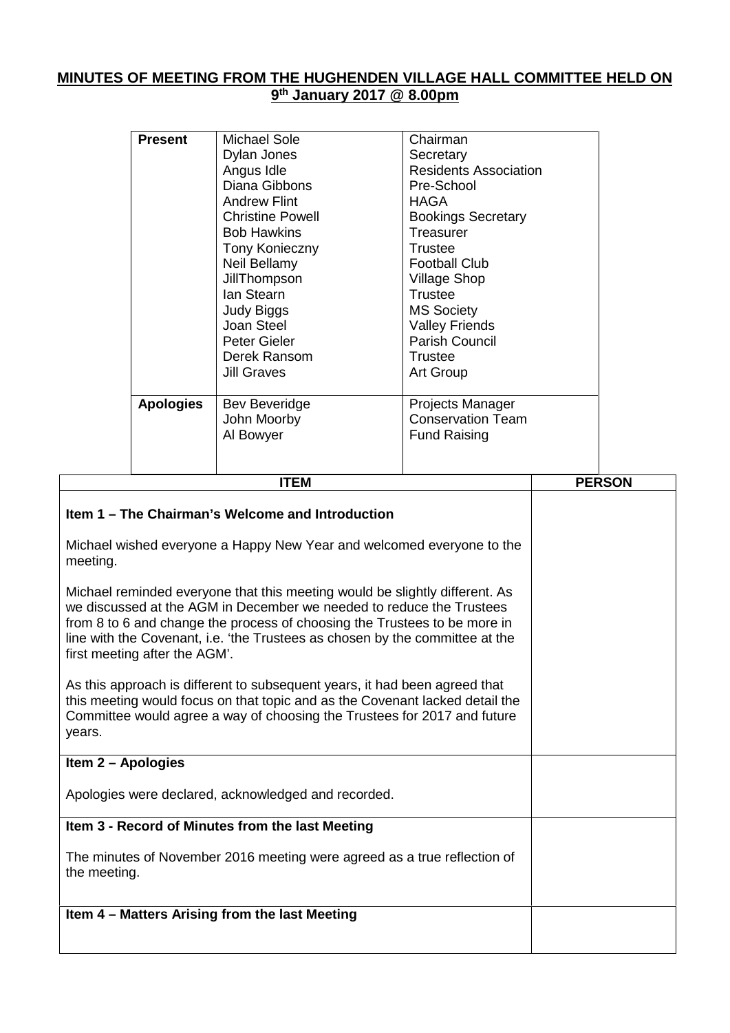# MINUTES OF MEETING FROM THE HUGHENDEN VILLAGE HALL COMMITTEE HELD ON 9th January 2017 @ 8.00pm

| | | |
|---|---|---|
| **Present** | Michael Sole | Chairman |
| | Dylan Jones | Secretary |
| | Angus Idle | Residents Association |
| | Diana Gibbons | Pre-School |
| | Andrew Flint | HAGA |
| | Christine Powell | Bookings Secretary |
| | Bob Hawkins | Treasurer |
| | Tony Konieczny | Trustee |
| | Neil Bellamy | Football Club |
| | JillThompson | Village Shop |
| | Ian Stearn | Trustee |
| | Judy Biggs | MS Society |
| | Joan Steel | Valley Friends |
| | Peter Gieler | Parish Council |
| | Derek Ransom | Trustee |
| | Jill Graves | Art Group |
| **Apologies** | Bev Beveridge | Projects Manager |
| | John Moorby | Conservation Team |
| | Al Bowyer | Fund Raising |

| ITEM | PERSON |
|---|---|
| **Item 1 – The Chairman's Welcome and Introduction**<br><br>Michael wished everyone a Happy New Year and welcomed everyone to the meeting.<br><br>Michael reminded everyone that this meeting would be slightly different. As we discussed at the AGM in December we needed to reduce the Trustees from 8 to 6 and change the process of choosing the Trustees to be more in line with the Covenant, i.e. 'the Trustees as chosen by the committee at the first meeting after the AGM'.<br><br>As this approach is different to subsequent years, it had been agreed that this meeting would focus on that topic and as the Covenant lacked detail the Committee would agree a way of choosing the Trustees for 2017 and future years. | |
| **Item 2 – Apologies**<br><br>Apologies were declared, acknowledged and recorded. | |
| **Item 3 - Record of Minutes from the last Meeting**<br><br>The minutes of November 2016 meeting were agreed as a true reflection of the meeting. | |
| **Item 4 – Matters Arising from the last Meeting** | |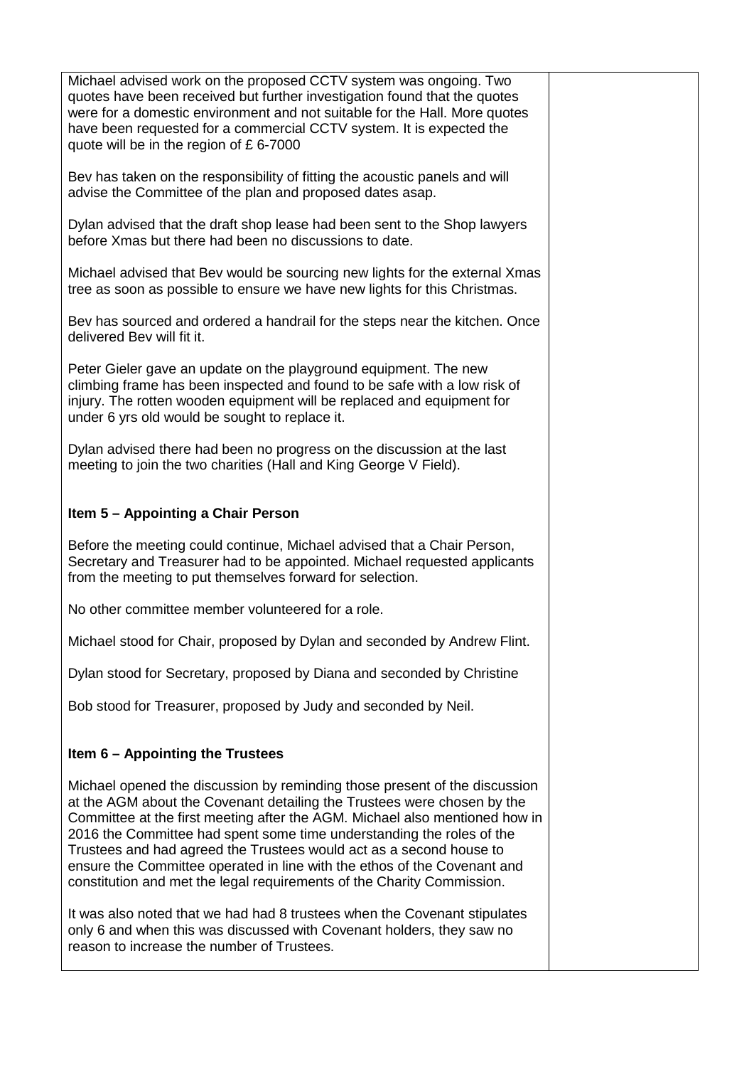Michael advised work on the proposed CCTV system was ongoing. Two quotes have been received but further investigation found that the quotes were for a domestic environment and not suitable for the Hall. More quotes have been requested for a commercial CCTV system. It is expected the quote will be in the region of £ 6-7000

Bev has taken on the responsibility of fitting the acoustic panels and will advise the Committee of the plan and proposed dates asap.

Dylan advised that the draft shop lease had been sent to the Shop lawyers before Xmas but there had been no discussions to date.

Michael advised that Bev would be sourcing new lights for the external Xmas tree as soon as possible to ensure we have new lights for this Christmas.

Bev has sourced and ordered a handrail for the steps near the kitchen. Once delivered Bev will fit it.

Peter Gieler gave an update on the playground equipment. The new climbing frame has been inspected and found to be safe with a low risk of injury. The rotten wooden equipment will be replaced and equipment for under 6 yrs old would be sought to replace it.

Dylan advised there had been no progress on the discussion at the last meeting to join the two charities (Hall and King George V Field).

**Item 5 – Appointing a Chair Person**

Before the meeting could continue, Michael advised that a Chair Person, Secretary and Treasurer had to be appointed. Michael requested applicants from the meeting to put themselves forward for selection.

No other committee member volunteered for a role.

Michael stood for Chair, proposed by Dylan and seconded by Andrew Flint.

Dylan stood for Secretary, proposed by Diana and seconded by Christine

Bob stood for Treasurer, proposed by Judy and seconded by Neil.

**Item 6 – Appointing the Trustees**

Michael opened the discussion by reminding those present of the discussion at the AGM about the Covenant detailing the Trustees were chosen by the Committee at the first meeting after the AGM. Michael also mentioned how in 2016 the Committee had spent some time understanding the roles of the Trustees and had agreed the Trustees would act as a second house to ensure the Committee operated in line with the ethos of the Covenant and constitution and met the legal requirements of the Charity Commission.

It was also noted that we had had 8 trustees when the Covenant stipulates only 6 and when this was discussed with Covenant holders, they saw no reason to increase the number of Trustees.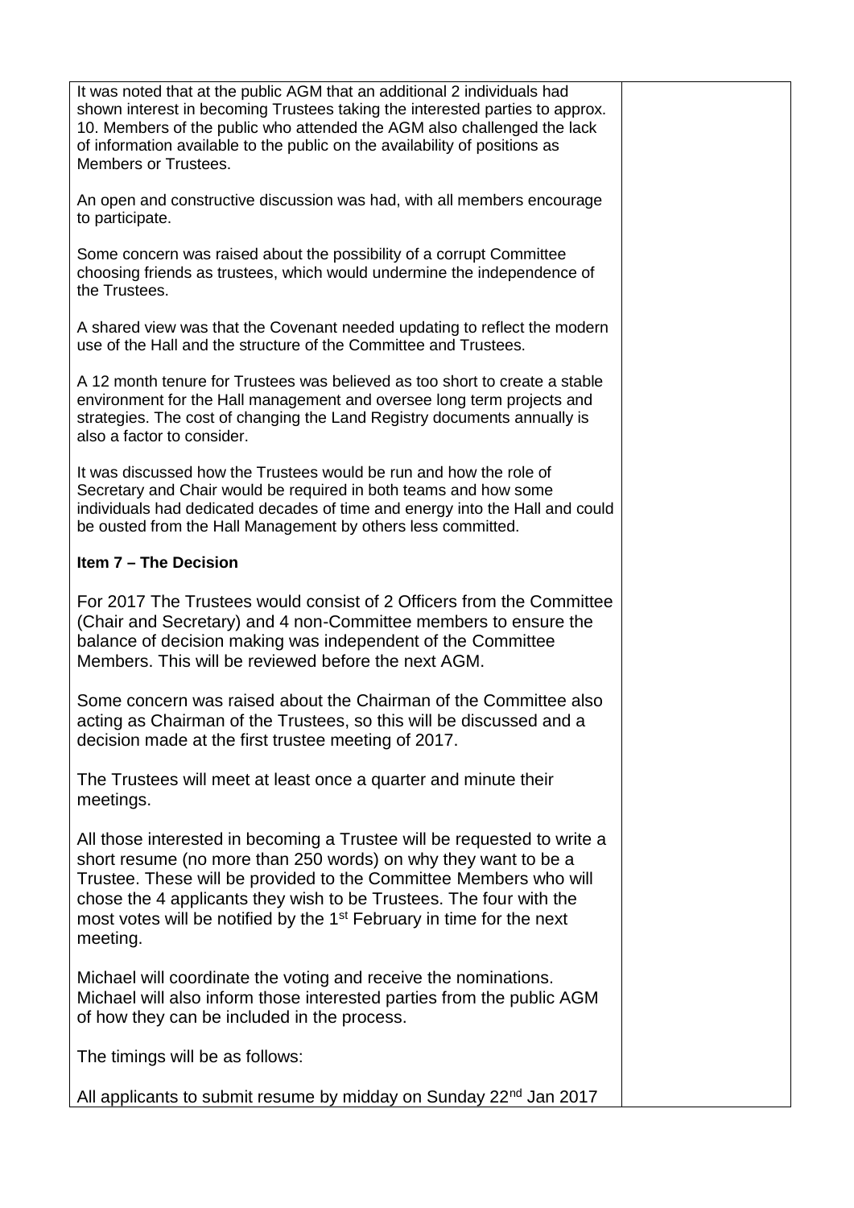It was noted that at the public AGM that an additional 2 individuals had shown interest in becoming Trustees taking the interested parties to approx. 10. Members of the public who attended the AGM also challenged the lack of information available to the public on the availability of positions as Members or Trustees.

An open and constructive discussion was had, with all members encourage to participate.

Some concern was raised about the possibility of a corrupt Committee choosing friends as trustees, which would undermine the independence of the Trustees.

A shared view was that the Covenant needed updating to reflect the modern use of the Hall and the structure of the Committee and Trustees.

A 12 month tenure for Trustees was believed as too short to create a stable environment for the Hall management and oversee long term projects and strategies. The cost of changing the Land Registry documents annually is also a factor to consider.

It was discussed how the Trustees would be run and how the role of Secretary and Chair would be required in both teams and how some individuals had dedicated decades of time and energy into the Hall and could be ousted from the Hall Management by others less committed.

**Item 7 – The Decision**

For 2017 The Trustees would consist of 2 Officers from the Committee (Chair and Secretary) and 4 non-Committee members to ensure the balance of decision making was independent of the Committee Members. This will be reviewed before the next AGM.

Some concern was raised about the Chairman of the Committee also acting as Chairman of the Trustees, so this will be discussed and a decision made at the first trustee meeting of 2017.

The Trustees will meet at least once a quarter and minute their meetings.

All those interested in becoming a Trustee will be requested to write a short resume (no more than 250 words) on why they want to be a Trustee. These will be provided to the Committee Members who will chose the 4 applicants they wish to be Trustees. The four with the most votes will be notified by the 1st February in time for the next meeting.

Michael will coordinate the voting and receive the nominations. Michael will also inform those interested parties from the public AGM of how they can be included in the process.

The timings will be as follows:

All applicants to submit resume by midday on Sunday 22nd Jan 2017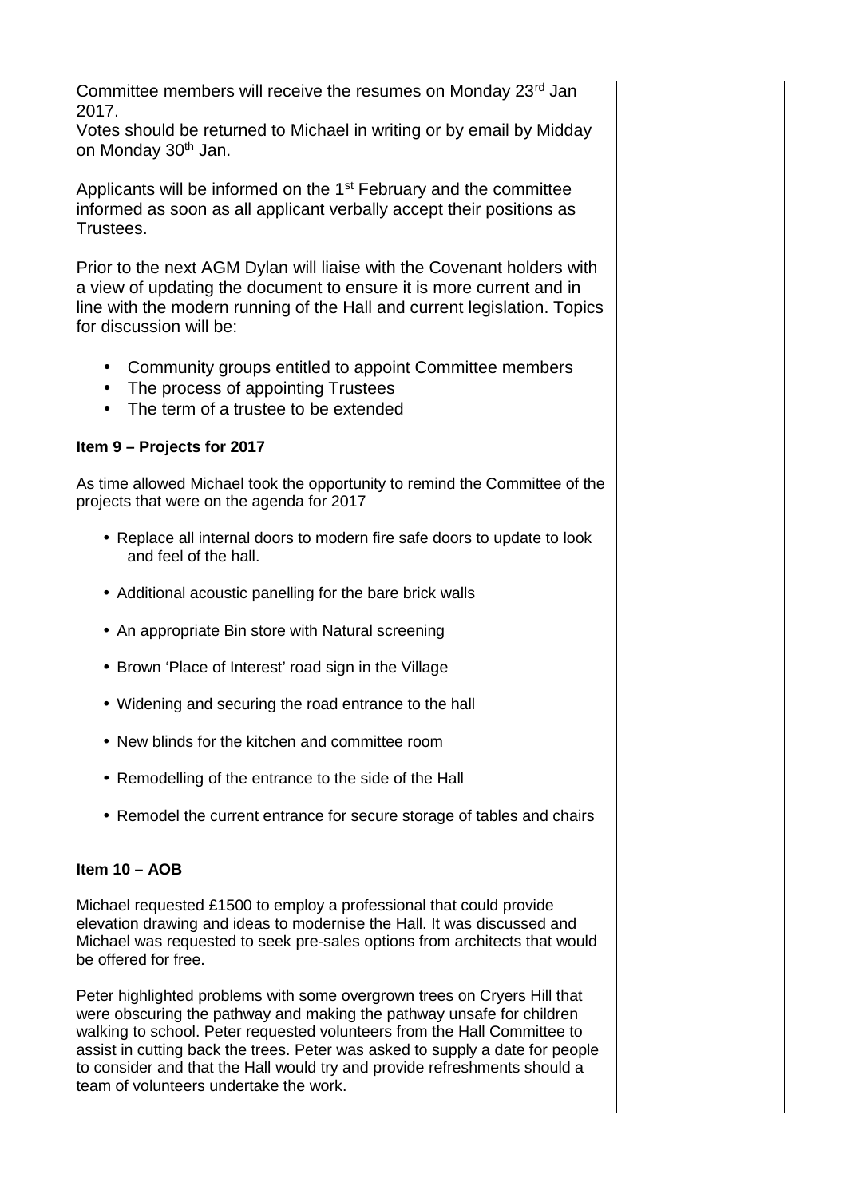Committee members will receive the resumes on Monday 23rd Jan 2017.
Votes should be returned to Michael in writing or by email by Midday on Monday 30th Jan.

Applicants will be informed on the 1st February and the committee informed as soon as all applicant verbally accept their positions as Trustees.

Prior to the next AGM Dylan will liaise with the Covenant holders with a view of updating the document to ensure it is more current and in line with the modern running of the Hall and current legislation. Topics for discussion will be:

- Community groups entitled to appoint Committee members
- The process of appointing Trustees
- The term of a trustee to be extended

**Item 9 – Projects for 2017**

As time allowed Michael took the opportunity to remind the Committee of the projects that were on the agenda for 2017

- Replace all internal doors to modern fire safe doors to update to look and feel of the hall.
- Additional acoustic panelling for the bare brick walls
- An appropriate Bin store with Natural screening
- Brown 'Place of Interest' road sign in the Village
- Widening and securing the road entrance to the hall
- New blinds for the kitchen and committee room
- Remodelling of the entrance to the side of the Hall
- Remodel the current entrance for secure storage of tables and chairs

**Item 10 – AOB**

Michael requested £1500 to employ a professional that could provide elevation drawing and ideas to modernise the Hall. It was discussed and Michael was requested to seek pre-sales options from architects that would be offered for free.

Peter highlighted problems with some overgrown trees on Cryers Hill that were obscuring the pathway and making the pathway unsafe for children walking to school. Peter requested volunteers from the Hall Committee to assist in cutting back the trees. Peter was asked to supply a date for people to consider and that the Hall would try and provide refreshments should a team of volunteers undertake the work.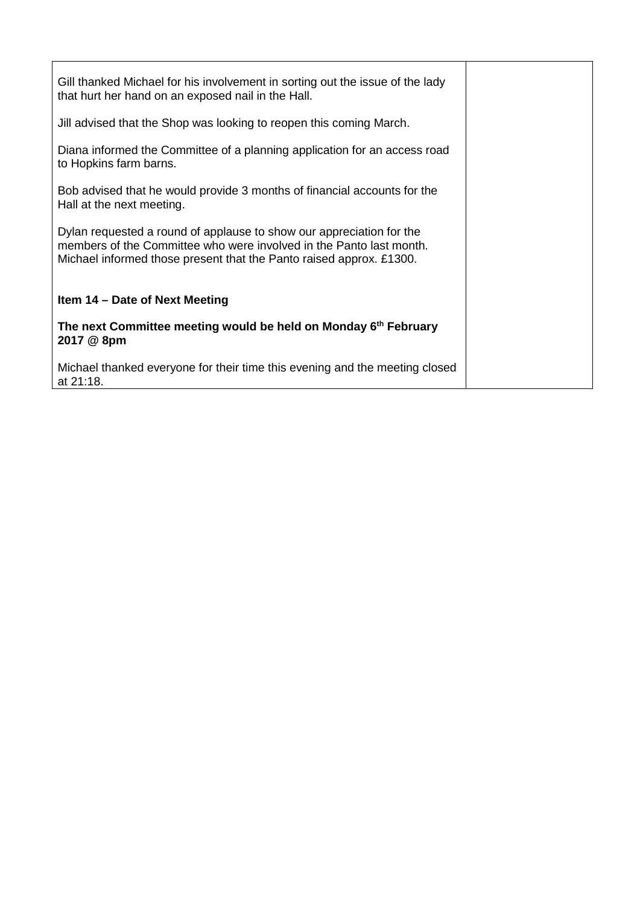Gill thanked Michael for his involvement in sorting out the issue of the lady that hurt her hand on an exposed nail in the Hall.

Jill advised that the Shop was looking to reopen this coming March.

Diana informed the Committee of a planning application for an access road to Hopkins farm barns.

Bob advised that he would provide 3 months of financial accounts for the Hall at the next meeting.

Dylan requested a round of applause to show our appreciation for the members of the Committee who were involved in the Panto last month. Michael informed those present that the Panto raised approx. £1300.

**Item 14 – Date of Next Meeting**

**The next Committee meeting would be held on Monday 6th February 2017 @ 8pm**

Michael thanked everyone for their time this evening and the meeting closed at 21:18.